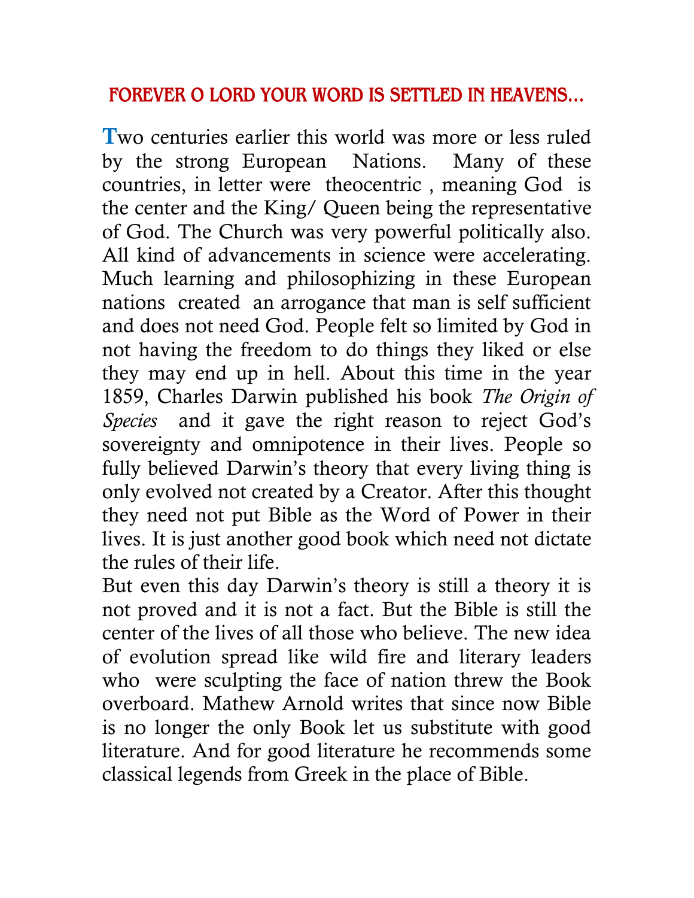# FOREVER O LORD YOUR WORD IS SETTLED IN HEAVENS…

Two centuries earlier this world was more or less ruled by the strong European Nations. Many of these countries, in letter were theocentric , meaning God is the center and the King/ Queen being the representative of God. The Church was very powerful politically also. All kind of advancements in science were accelerating. Much learning and philosophizing in these European nations created an arrogance that man is self sufficient and does not need God. People felt so limited by God in not having the freedom to do things they liked or else they may end up in hell. About this time in the year 1859, Charles Darwin published his book *The Origin of Species* and it gave the right reason to reject God's sovereignty and omnipotence in their lives. People so fully believed Darwin's theory that every living thing is only evolved not created by a Creator. After this thought they need not put Bible as the Word of Power in their lives. It is just another good book which need not dictate the rules of their life.

But even this day Darwin's theory is still a theory it is not proved and it is not a fact. But the Bible is still the center of the lives of all those who believe. The new idea of evolution spread like wild fire and literary leaders who were sculpting the face of nation threw the Book overboard. Mathew Arnold writes that since now Bible is no longer the only Book let us substitute with good literature. And for good literature he recommends some classical legends from Greek in the place of Bible.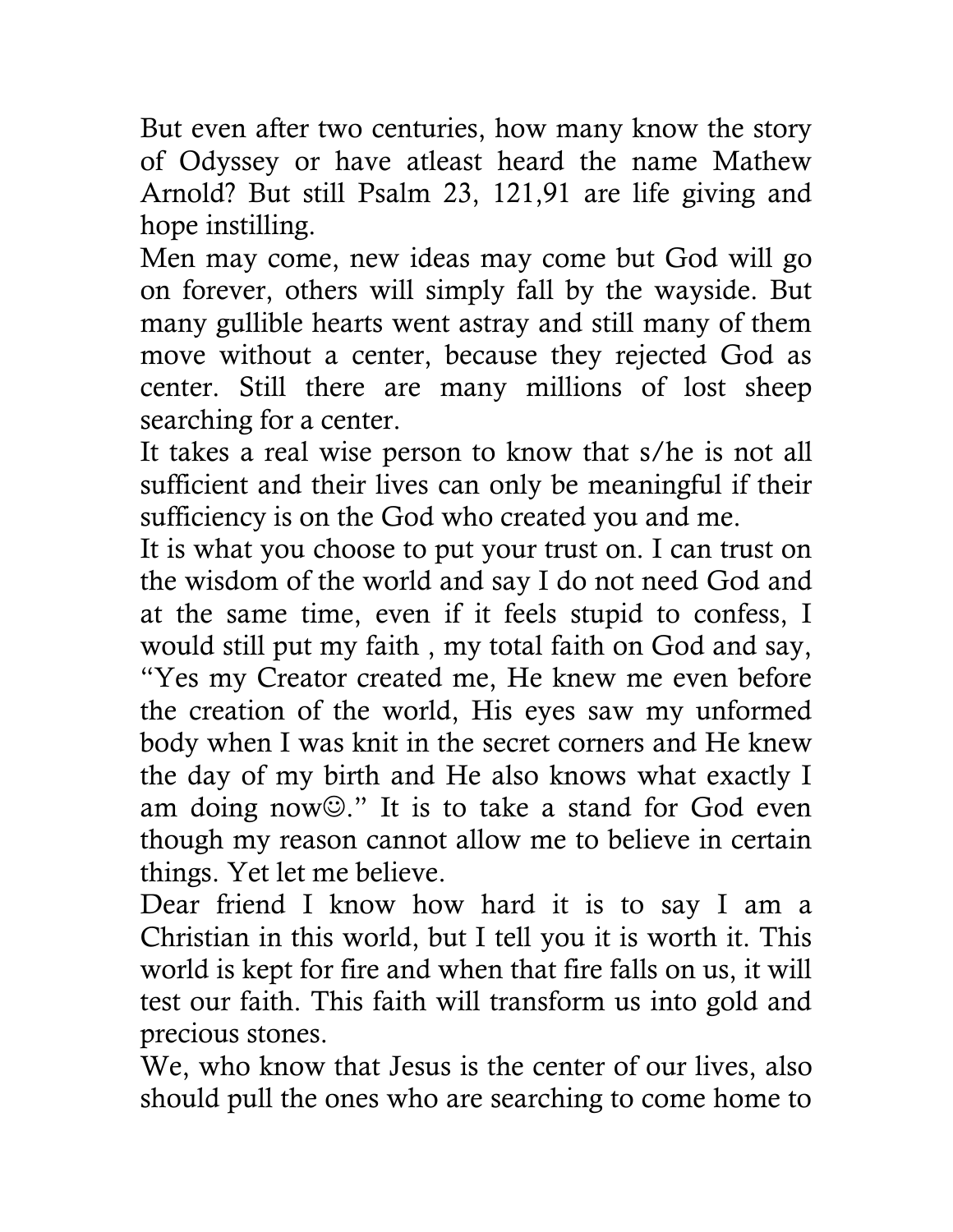But even after two centuries, how many know the story of Odyssey or have atleast heard the name Mathew Arnold? But still Psalm 23, 121,91 are life giving and hope instilling.

Men may come, new ideas may come but God will go on forever, others will simply fall by the wayside. But many gullible hearts went astray and still many of them move without a center, because they rejected God as center. Still there are many millions of lost sheep searching for a center.

It takes a real wise person to know that s/he is not all sufficient and their lives can only be meaningful if their sufficiency is on the God who created you and me.

It is what you choose to put your trust on. I can trust on the wisdom of the world and say I do not need God and at the same time, even if it feels stupid to confess, I would still put my faith , my total faith on God and say, "Yes my Creator created me, He knew me even before the creation of the world, His eyes saw my unformed body when I was knit in the secret corners and He knew the day of my birth and He also knows what exactly I am doing now☺." It is to take a stand for God even though my reason cannot allow me to believe in certain things. Yet let me believe.

Dear friend I know how hard it is to say I am a Christian in this world, but I tell you it is worth it. This world is kept for fire and when that fire falls on us, it will test our faith. This faith will transform us into gold and precious stones.

We, who know that Jesus is the center of our lives, also should pull the ones who are searching to come home to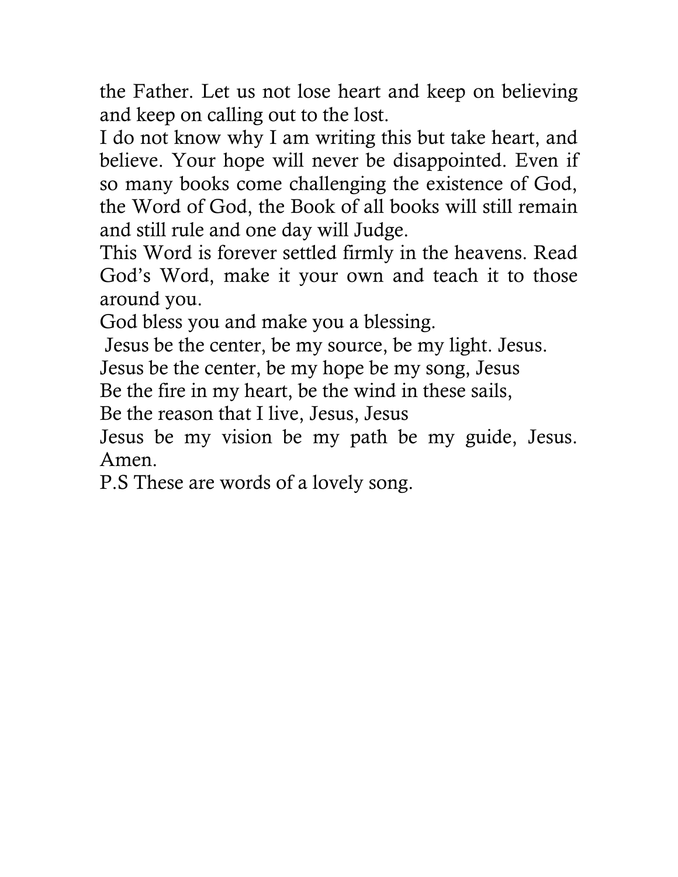the Father. Let us not lose heart and keep on believing and keep on calling out to the lost.

I do not know why I am writing this but take heart, and believe. Your hope will never be disappointed. Even if so many books come challenging the existence of God, the Word of God, the Book of all books will still remain and still rule and one day will Judge.

This Word is forever settled firmly in the heavens. Read God's Word, make it your own and teach it to those around you.

God bless you and make you a blessing.

Jesus be the center, be my source, be my light. Jesus.
Jesus be the center, be my hope be my song, Jesus
Be the fire in my heart, be the wind in these sails,
Be the reason that I live, Jesus, Jesus
Jesus be my vision be my path be my guide, Jesus. Amen.

P.S These are words of a lovely song.